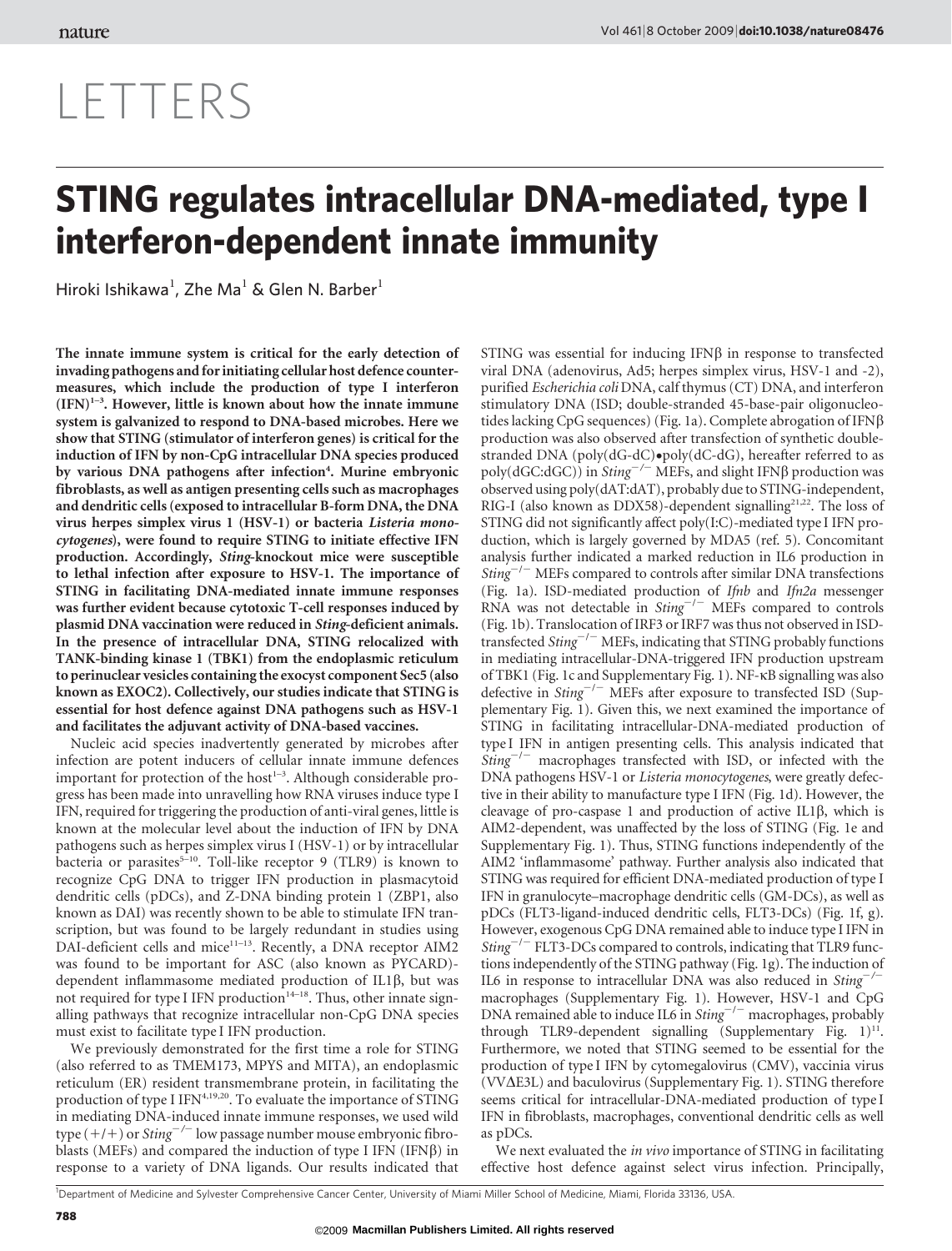# LETTERS

# STING regulates intracellular DNA-mediated, type I interferon-dependent innate immunity

Hiroki Ishikawa[1], Zhe Ma[1] & Glen N. Barber[1]

**The innate immune system is critical for the early detection of invading pathogens and for initiating cellular host defence countermeasures, which include the production of type I interferon (IFN)[1–3]. However, little is known about how the innate immune system is galvanized to respond to DNA-based microbes. Here we show that STING (stimulator of interferon genes) is critical for the induction of IFN by non-CpG intracellular DNA species produced by various DNA pathogens after infection[4]. Murine embryonic fibroblasts, as well as antigen presenting cells such as macrophages and dendritic cells (exposed to intracellular B-form DNA, the DNA virus herpes simplex virus 1 (HSV-1) or bacteria *Listeria monocytogenes*), were found to require STING to initiate effective IFN production. Accordingly, *Sting*-knockout mice were susceptible to lethal infection after exposure to HSV-1. The importance of STING in facilitating DNA-mediated innate immune responses was further evident because cytotoxic T-cell responses induced by plasmid DNA vaccination were reduced in *Sting*-deficient animals. In the presence of intracellular DNA, STING relocalized with TANK-binding kinase 1 (TBK1) from the endoplasmic reticulum to perinuclear vesicles containing the exocyst component Sec5 (also known as EXOC2). Collectively, our studies indicate that STING is essential for host defence against DNA pathogens such as HSV-1 and facilitates the adjuvant activity of DNA-based vaccines.**

Nucleic acid species inadvertently generated by microbes after infection are potent inducers of cellular innate immune defences important for protection of the host[1–3]. Although considerable progress has been made into unravelling how RNA viruses induce type I IFN, required for triggering the production of anti-viral genes, little is known at the molecular level about the induction of IFN by DNA pathogens such as herpes simplex virus I (HSV-1) or by intracellular bacteria or parasites[5–10]. Toll-like receptor 9 (TLR9) is known to recognize CpG DNA to trigger IFN production in plasmacytoid dendritic cells (pDCs), and Z-DNA binding protein 1 (ZBP1, also known as DAI) was recently shown to be able to stimulate IFN transcription, but was found to be largely redundant in studies using DAI-deficient cells and mice[11–13]. Recently, a DNA receptor AIM2 was found to be important for ASC (also known as PYCARD)-dependent inflammasome mediated production of IL1β, but was not required for type I IFN production[14–18]. Thus, other innate signalling pathways that recognize intracellular non-CpG DNA species must exist to facilitate type I IFN production.

We previously demonstrated for the first time a role for STING (also referred to as TMEM173, MPYS and MITA), an endoplasmic reticulum (ER) resident transmembrane protein, in facilitating the production of type I IFN[4,19,20]. To evaluate the importance of STING in mediating DNA-induced innate immune responses, we used wild type (+/+) or *Sting*$^{-/-}$ low passage number mouse embryonic fibroblasts (MEFs) and compared the induction of type I IFN (IFNβ) in response to a variety of DNA ligands. Our results indicated that STING was essential for inducing IFNβ in response to transfected viral DNA (adenovirus, Ad5; herpes simplex virus, HSV-1 and -2), purified *Escherichia coli* DNA, calf thymus (CT) DNA, and interferon stimulatory DNA (ISD; double-stranded 45-base-pair oligonucleotides lacking CpG sequences) (Fig. 1a). Complete abrogation of IFNβ production was also observed after transfection of synthetic double-stranded DNA (poly(dG-dC)•poly(dC-dG), hereafter referred to as poly(dGC:dGC)) in *Sting*$^{-/-}$ MEFs, and slight IFNβ production was observed using poly(dAT:dAT), probably due to STING-independent, RIG-I (also known as DDX58)-dependent signalling[21,22]. The loss of STING did not significantly affect poly(I:C)-mediated type I IFN production, which is largely governed by MDA5 (ref. 5). Concomitant analysis further indicated a marked reduction in IL6 production in *Sting*$^{-/-}$ MEFs compared to controls after similar DNA transfections (Fig. 1a). ISD-mediated production of *Ifnb* and *Ifn2a* messenger RNA was not detectable in *Sting*$^{-/-}$ MEFs compared to controls (Fig. 1b). Translocation of IRF3 or IRF7 was thus not observed in ISD-transfected *Sting*$^{-/-}$ MEFs, indicating that STING probably functions in mediating intracellular-DNA-triggered IFN production upstream of TBK1 (Fig. 1c and Supplementary Fig. 1). NF-κB signalling was also defective in *Sting*$^{-/-}$ MEFs after exposure to transfected ISD (Supplementary Fig. 1). Given this, we next examined the importance of STING in facilitating intracellular-DNA-mediated production of type I IFN in antigen presenting cells. This analysis indicated that *Sting*$^{-/-}$ macrophages transfected with ISD, or infected with the DNA pathogens HSV-1 or *Listeria monocytogenes*, were greatly defective in their ability to manufacture type I IFN (Fig. 1d). However, the cleavage of pro-caspase 1 and production of active IL1β, which is AIM2-dependent, was unaffected by the loss of STING (Fig. 1e and Supplementary Fig. 1). Thus, STING functions independently of the AIM2 'inflammasome' pathway. Further analysis also indicated that STING was required for efficient DNA-mediated production of type I IFN in granulocyte–macrophage dendritic cells (GM-DCs), as well as pDCs (FLT3-ligand-induced dendritic cells, FLT3-DCs) (Fig. 1f, g). However, exogenous CpG DNA remained able to induce type I IFN in *Sting*$^{-/-}$ FLT3-DCs compared to controls, indicating that TLR9 functions independently of the STING pathway (Fig. 1g). The induction of IL6 in response to intracellular DNA was also reduced in *Sting*$^{-/-}$ macrophages (Supplementary Fig. 1). However, HSV-1 and CpG DNA remained able to induce IL6 in *Sting*$^{-/-}$ macrophages, probably through TLR9-dependent signalling (Supplementary Fig. 1)[11]. Furthermore, we noted that STING seemed to be essential for the production of type I IFN by cytomegalovirus (CMV), vaccinia virus (VVΔE3L) and baculovirus (Supplementary Fig. 1). STING therefore seems critical for intracellular-DNA-mediated production of type I IFN in fibroblasts, macrophages, conventional dendritic cells as well as pDCs.

We next evaluated the *in vivo* importance of STING in facilitating effective host defence against select virus infection. Principally,

[1]Department of Medicine and Sylvester Comprehensive Cancer Center, University of Miami Miller School of Medicine, Miami, Florida 33136, USA.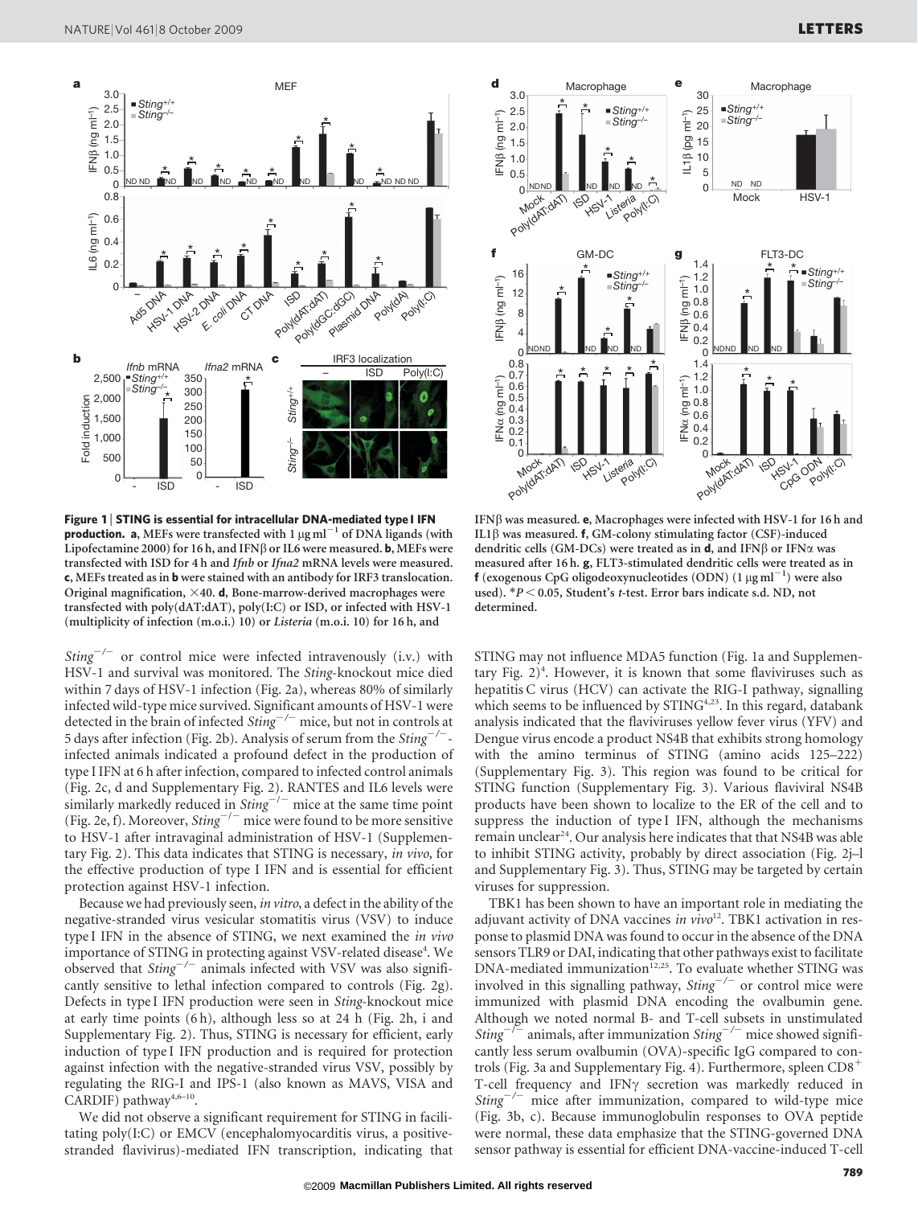**Figure 1 | STING is essential for intracellular DNA-mediated type I IFN production. a**, MEFs were transfected with 1 μg ml$^{-1}$ of DNA ligands (with Lipofectamine 2000) for 16 h, and IFNβ or IL6 were measured. **b**, MEFs were transfected with ISD for 4 h and *Ifnb* or *Ifna2* mRNA levels were measured. **c**, MEFs treated as in **b** were stained with an antibody for IRF3 translocation. Original magnification, ×40. **d**, Bone-marrow-derived macrophages were transfected with poly(dAT:dAT), poly(I:C) or ISD, or infected with HSV-1 (multiplicity of infection (m.o.i.) 10) or *Listeria* (m.o.i. 10) for 16 h, and IFNβ was measured. **e**, Macrophages were infected with HSV-1 for 16 h and IL1β was measured. **f**, GM-colony stimulating factor (CSF)-induced dendritic cells (GM-DCs) were treated as in **d**, and IFNβ or IFNα was measured after 16 h. **g**, FLT3-stimulated dendritic cells were treated as in **f** (exogenous CpG oligodeoxynucleotides (ODN) (1 μg ml$^{-1}$) were also used). *$P < 0.05$, Student's *t*-test. Error bars indicate s.d. ND, not determined.

*Sting*$^{-/-}$ or control mice were infected intravenously (i.v.) with HSV-1 and survival was monitored. The *Sting*-knockout mice died within 7 days of HSV-1 infection (Fig. 2a), whereas 80% of similarly infected wild-type mice survived. Significant amounts of HSV-1 were detected in the brain of infected *Sting*$^{-/-}$ mice, but not in controls at 5 days after infection (Fig. 2b). Analysis of serum from the *Sting*$^{-/-}$-infected animals indicated a profound defect in the production of type I IFN at 6 h after infection, compared to infected control animals (Fig. 2c, d and Supplementary Fig. 2). RANTES and IL6 levels were similarly markedly reduced in *Sting*$^{-/-}$ mice at the same time point (Fig. 2e, f). Moreover, *Sting*$^{-/-}$ mice were found to be more sensitive to HSV-1 after intravaginal administration of HSV-1 (Supplementary Fig. 2). This data indicates that STING is necessary, *in vivo*, for the effective production of type I IFN and is essential for efficient protection against HSV-1 infection.

Because we had previously seen, *in vitro*, a defect in the ability of the negative-stranded virus vesicular stomatitis virus (VSV) to induce type I IFN in the absence of STING, we next examined the *in vivo* importance of STING in protecting against VSV-related disease[4]. We observed that *Sting*$^{-/-}$ animals infected with VSV was also significantly sensitive to lethal infection compared to controls (Fig. 2g). Defects in type I IFN production were seen in *Sting*-knockout mice at early time points (6 h), although less so at 24 h (Fig. 2h, i and Supplementary Fig. 2). Thus, STING is necessary for efficient, early induction of type I IFN production and is required for protection against infection with the negative-stranded virus VSV, possibly by regulating the RIG-I and IPS-1 (also known as MAVS, VISA and CARDIF) pathway[4,6–10].

We did not observe a significant requirement for STING in facilitating poly(I:C) or EMCV (encephalomyocarditis virus, a positive-stranded flavivirus)-mediated IFN transcription, indicating that STING may not influence MDA5 function (Fig. 1a and Supplementary Fig. 2)[4]. However, it is known that some flaviviruses such as hepatitis C virus (HCV) can activate the RIG-I pathway, signalling which seems to be influenced by STING[4,23]. In this regard, databank analysis indicated that the flaviviruses yellow fever virus (YFV) and Dengue virus encode a product NS4B that exhibits strong homology with the amino terminus of STING (amino acids 125–222) (Supplementary Fig. 3). This region was found to be critical for STING function (Supplementary Fig. 3). Various flaviviral NS4B products have been shown to localize to the ER of the cell and to suppress the induction of type I IFN, although the mechanisms remain unclear[24]. Our analysis here indicates that that NS4B was able to inhibit STING activity, probably by direct association (Fig. 2j–l and Supplementary Fig. 3). Thus, STING may be targeted by certain viruses for suppression.

TBK1 has been shown to have an important role in mediating the adjuvant activity of DNA vaccines *in vivo*[12]. TBK1 activation in response to plasmid DNA was found to occur in the absence of the DNA sensors TLR9 or DAI, indicating that other pathways exist to facilitate DNA-mediated immunization[12,25]. To evaluate whether STING was involved in this signalling pathway, *Sting*$^{-/-}$ or control mice were immunized with plasmid DNA encoding the ovalbumin gene. Although we noted normal B- and T-cell subsets in unstimulated *Sting*$^{-/-}$ animals, after immunization *Sting*$^{-/-}$ mice showed significantly less serum ovalbumin (OVA)-specific IgG compared to controls (Fig. 3a and Supplementary Fig. 4). Furthermore, spleen CD8$^{+}$ T-cell frequency and IFNγ secretion was markedly reduced in *Sting*$^{-/-}$ mice after immunization, compared to wild-type mice (Fig. 3b, c). Because immunoglobulin responses to OVA peptide were normal, these data emphasize that the STING-governed DNA sensor pathway is essential for efficient DNA-vaccine-induced T-cell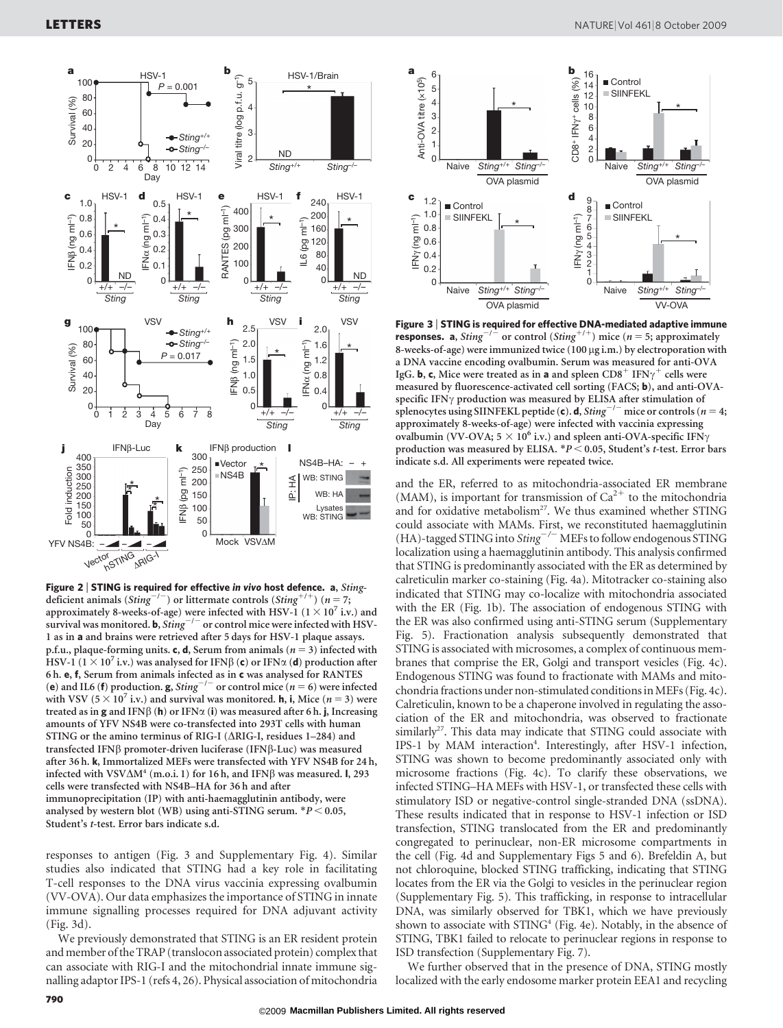**Figure 2 | STING is required for effective *in vivo* host defence.** **a**, *Sting*-deficient animals (*Sting*$^{-/-}$) or littermate controls (*Sting*$^{+/+}$) ($n = 7$; approximately 8-weeks-of-age) were infected with HSV-1 ($1 \times 10^7$ i.v.) and survival was monitored. **b**, *Sting*$^{-/-}$ or control mice were infected with HSV-1 as in **a** and brains were retrieved after 5 days for HSV-1 plaque assays. p.f.u., plaque-forming units. **c**, **d**, Serum from animals ($n = 3$) infected with HSV-1 ($1 \times 10^7$ i.v.) was analysed for IFNβ (**c**) or IFNα (**d**) production after 6 h. **e**, **f**, Serum from animals infected as in **c** was analysed for RANTES (**e**) and IL6 (**f**) production. **g**, *Sting*$^{-/-}$ or control mice ($n = 6$) were infected with VSV ($5 \times 10^7$ i.v.) and survival was monitored. **h**, **i**, Mice ($n = 3$) were treated as in **g** and IFNβ (**h**) or IFNα (**i**) was measured after 6 h. **j**, Increasing amounts of YFV NS4B were co-transfected into 293T cells with human STING or the amino terminus of RIG-I (ΔRIG-I, residues 1–284) and transfected IFNβ promoter-driven luciferase (IFNβ-Luc) was measured after 36 h. **k**, Immortalized MEFs were transfected with YFV NS4B for 24 h, infected with VSVΔM[4] (m.o.i. 1) for 16 h, and IFNβ was measured. **l**, 293 cells were transfected with NS4B–HA for 36 h and after immunoprecipitation (IP) with anti-haemagglutinin antibody, were analysed by western blot (WB) using anti-STING serum. $^*P < 0.05$, Student's *t*-test. Error bars indicate s.d.

**Figure 3 | STING is required for effective DNA-mediated adaptive immune responses.** **a**, *Sting*$^{-/-}$ or control (*Sting*$^{+/+}$) mice ($n = 5$; approximately 8-weeks-of-age) were immunized twice (100 μg i.m.) by electroporation with a DNA vaccine encoding ovalbumin. Serum was measured for anti-OVA IgG. **b**, **c**, Mice were treated as in **a** and spleen $CD8^+$ $IFN\gamma^+$ cells were measured by fluorescence-activated cell sorting (FACS; **b**), and anti-OVA-specific IFNγ production was measured by ELISA after stimulation of splenocytes using SIINFEKL peptide (**c**). **d**, *Sting*$^{-/-}$ mice or controls ($n = 4$; approximately 8-weeks-of-age) were infected with vaccinia expressing ovalbumin (VV-OVA; $5 \times 10^6$ i.v.) and spleen anti-OVA-specific IFNγ production was measured by ELISA. $^*P < 0.05$, Student's *t*-test. Error bars indicate s.d. All experiments were repeated twice.

responses to antigen (Fig. 3 and Supplementary Fig. 4). Similar studies also indicated that STING had a key role in facilitating T-cell responses to the DNA virus vaccinia expressing ovalbumin (VV-OVA). Our data emphasizes the importance of STING in innate immune signalling processes required for DNA adjuvant activity (Fig. 3d).

We previously demonstrated that STING is an ER resident protein and member of the TRAP (translocon associated protein) complex that can associate with RIG-I and the mitochondrial innate immune signalling adaptor IPS-1 (refs 4, 26). Physical association of mitochondria and the ER, referred to as mitochondria-associated ER membrane (MAM), is important for transmission of $Ca^{2+}$ to the mitochondria and for oxidative metabolism[27]. We thus examined whether STING could associate with MAMs. First, we reconstituted haemagglutinin (HA)-tagged STING into *Sting*$^{-/-}$ MEFs to follow endogenous STING localization using a haemagglutinin antibody. This analysis confirmed that STING is predominantly associated with the ER as determined by calreticulin marker co-staining (Fig. 4a). Mitotracker co-staining also indicated that STING may co-localize with mitochondria associated with the ER (Fig. 1b). The association of endogenous STING with the ER was also confirmed using anti-STING serum (Supplementary Fig. 5). Fractionation analysis subsequently demonstrated that STING is associated with microsomes, a complex of continuous membranes that comprise the ER, Golgi and transport vesicles (Fig. 4c). Endogenous STING was found to fractionate with MAMs and mitochondria fractions under non-stimulated conditions in MEFs (Fig. 4c). Calreticulin, known to be a chaperone involved in regulating the association of the ER and mitochondria, was observed to fractionate similarly[27]. This data may indicate that STING could associate with IPS-1 by MAM interaction[4]. Interestingly, after HSV-1 infection, STING was shown to become predominantly associated only with microsome fractions (Fig. 4c). To clarify these observations, we infected STING–HA MEFs with HSV-1, or transfected these cells with stimulatory ISD or negative-control single-stranded DNA (ssDNA). These results indicated that in response to HSV-1 infection or ISD transfection, STING translocated from the ER and predominantly congregated to perinuclear, non-ER microsome compartments in the cell (Fig. 4d and Supplementary Figs 5 and 6). Brefeldin A, but not chloroquine, blocked STING trafficking, indicating that STING locates from the ER via the Golgi to vesicles in the perinuclear region (Supplementary Fig. 5). This trafficking, in response to intracellular DNA, was similarly observed for TBK1, which we have previously shown to associate with STING[4] (Fig. 4e). Notably, in the absence of STING, TBK1 failed to relocate to perinuclear regions in response to ISD transfection (Supplementary Fig. 7).

We further observed that in the presence of DNA, STING mostly localized with the early endosome marker protein EEA1 and recycling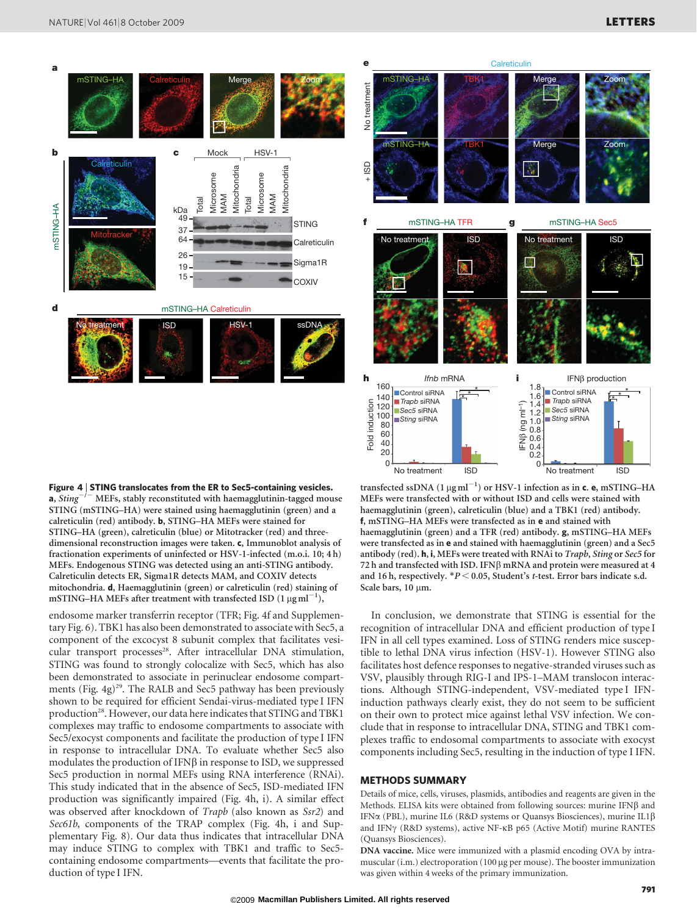**Figure 4 | STING translocates from the ER to Sec5-containing vesicles.** **a**, *Sting*$^{-/-}$ MEFs, stably reconstituted with haemagglutinin-tagged mouse STING (mSTING–HA) were stained using haemagglutinin (green) and a calreticulin (red) antibody. **b**, STING–HA MEFs were stained for STING–HA (green), calreticulin (blue) or Mitotracker (red) and three-dimensional reconstruction images were taken. **c**, Immunoblot analysis of fractionation experiments of uninfected or HSV-1-infected (m.o.i. 10; 4 h) MEFs. Endogenous STING was detected using an anti-STING antibody. Calreticulin detects ER, Sigma1R detects MAM, and COXIV detects mitochondria. **d**, Haemagglutinin (green) or calreticulin (red) staining of mSTING–HA MEFs after treatment with transfected ISD (1 μg ml$^{-1}$), transfected ssDNA (1 μg ml$^{-1}$) or HSV-1 infection as in **c**. **e**, mSTING–HA MEFs were transfected with or without ISD and cells were stained with haemagglutinin (green), calreticulin (blue) and a TBK1 (red) antibody. **f**, mSTING–HA MEFs were transfected as in **e** and stained with haemagglutinin (green) and a TFR (red) antibody. **g**, mSTING–HA MEFs were transfected as in **e** and stained with haemagglutinin (green) and a Sec5 antibody (red). **h**, **i**, MEFs were treated with RNAi to *Trapb*, *Sting* or *Sec5* for 72 h and transfected with ISD. IFNβ mRNA and protein were measured at 4 and 16 h, respectively. *$P < 0.05$, Student's *t*-test. Error bars indicate s.d. Scale bars, 10 μm.

endosome marker transferrin receptor (TFR; Fig. 4f and Supplementary Fig. 6). TBK1 has also been demonstrated to associate with Sec5, a component of the exocyst 8 subunit complex that facilitates vesicular transport processes[28]. After intracellular DNA stimulation, STING was found to strongly colocalize with Sec5, which has also been demonstrated to associate in perinuclear endosome compartments (Fig. 4g)[29]. The RALB and Sec5 pathway has been previously shown to be required for efficient Sendai-virus-mediated type I IFN production[28]. However, our data here indicates that STING and TBK1 complexes may traffic to endosome compartments to associate with Sec5/exocyst components and facilitate the production of type I IFN in response to intracellular DNA. To evaluate whether Sec5 also modulates the production of IFNβ in response to ISD, we suppressed Sec5 production in normal MEFs using RNA interference (RNAi). This study indicated that in the absence of Sec5, ISD-mediated IFN production was significantly impaired (Fig. 4h, i). A similar effect was observed after knockdown of *Trapb* (also known as *Ssr2*) and *Sec61b*, components of the TRAP complex (Fig. 4h, i and Supplementary Fig. 8). Our data thus indicates that intracellular DNA may induce STING to complex with TBK1 and traffic to Sec5-containing endosome compartments—events that facilitate the production of type I IFN.

In conclusion, we demonstrate that STING is essential for the recognition of intracellular DNA and efficient production of type I IFN in all cell types examined. Loss of STING renders mice susceptible to lethal DNA virus infection (HSV-1). However STING also facilitates host defence responses to negative-stranded viruses such as VSV, plausibly through RIG-I and IPS-1–MAM translocon interactions. Although STING-independent, VSV-mediated type I IFN-induction pathways clearly exist, they do not seem to be sufficient on their own to protect mice against lethal VSV infection. We conclude that in response to intracellular DNA, STING and TBK1 complexes traffic to endosomal compartments to associate with exocyst components including Sec5, resulting in the induction of type I IFN.

## METHODS SUMMARY

Details of mice, cells, viruses, plasmids, antibodies and reagents are given in the Methods. ELISA kits were obtained from following sources: murine IFNβ and IFNα (PBL), murine IL6 (R&D systems or Quansys Biosciences), murine IL1β and IFNγ (R&D systems), active NF-κB p65 (Active Motif) murine RANTES (Quansys Biosciences).

**DNA vaccine.** Mice were immunized with a plasmid encoding OVA by intramuscular (i.m.) electroporation (100 μg per mouse). The booster immunization was given within 4 weeks of the primary immunization.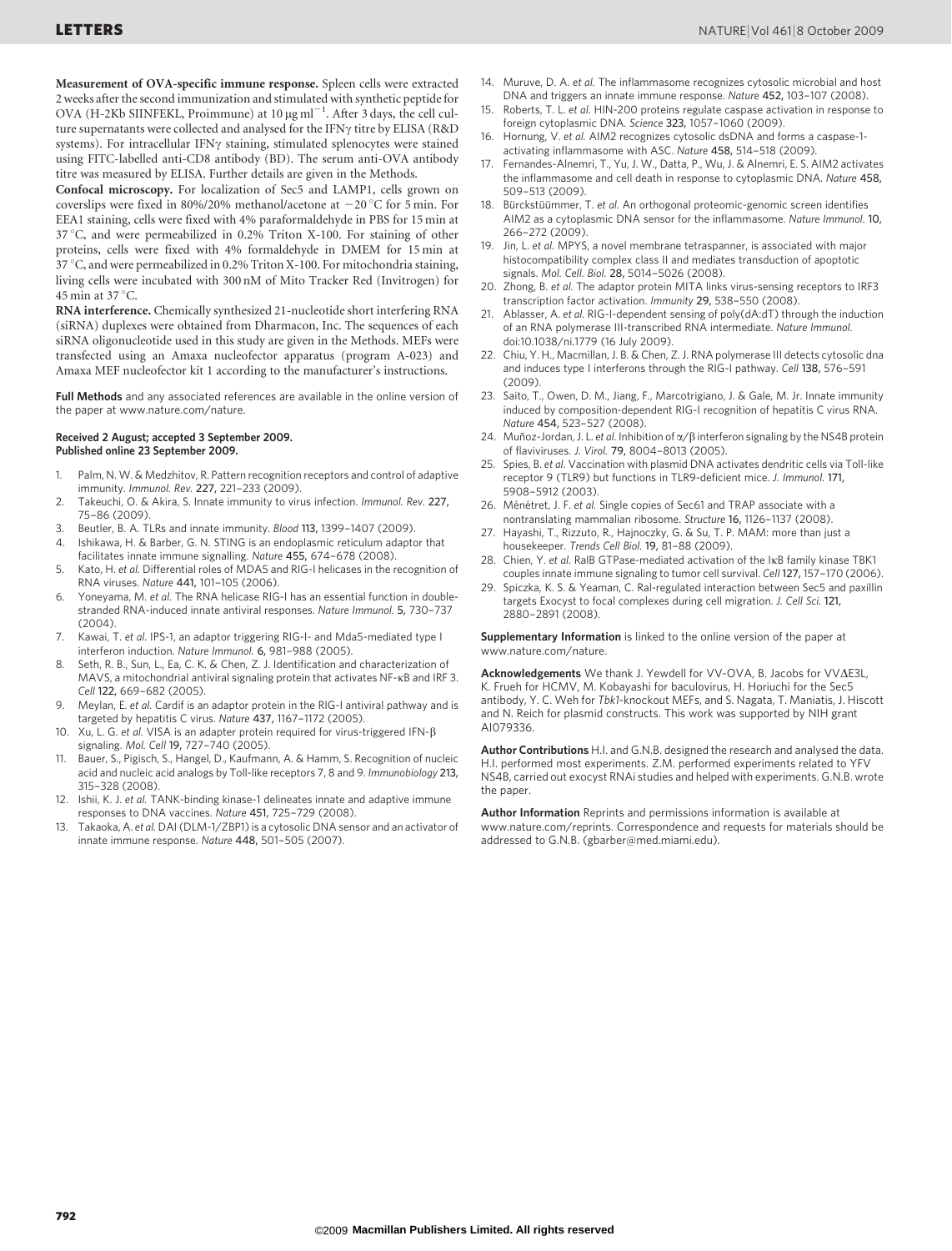**Measurement of OVA-specific immune response.** Spleen cells were extracted 2 weeks after the second immunization and stimulated with synthetic peptide for OVA (H-2Kb SIINFEKL, Proimmune) at 10 μg ml$^{-1}$. After 3 days, the cell culture supernatants were collected and analysed for the IFNγ titre by ELISA (R&D systems). For intracellular IFNγ staining, stimulated splenocytes were stained using FITC-labelled anti-CD8 antibody (BD). The serum anti-OVA antibody titre was measured by ELISA. Further details are given in the Methods.

**Confocal microscopy.** For localization of Sec5 and LAMP1, cells grown on coverslips were fixed in 80%/20% methanol/acetone at −20 °C for 5 min. For EEA1 staining, cells were fixed with 4% paraformaldehyde in PBS for 15 min at 37 °C, and were permeabilized in 0.2% Triton X-100. For staining of other proteins, cells were fixed with 4% formaldehyde in DMEM for 15 min at 37 °C, and were permeabilized in 0.2% Triton X-100. For mitochondria staining, living cells were incubated with 300 nM of Mito Tracker Red (Invitrogen) for 45 min at 37 °C.

**RNA interference.** Chemically synthesized 21-nucleotide short interfering RNA (siRNA) duplexes were obtained from Dharmacon, Inc. The sequences of each siRNA oligonucleotide used in this study are given in the Methods. MEFs were transfected using an Amaxa nucleofector apparatus (program A-023) and Amaxa MEF nucleofector kit 1 according to the manufacturer's instructions.

**Full Methods** and any associated references are available in the online version of the paper at www.nature.com/nature.

**Received 2 August; accepted 3 September 2009.**
**Published online 23 September 2009.**

1. Palm, N. W. & Medzhitov, R. Pattern recognition receptors and control of adaptive immunity. *Immunol. Rev.* **227,** 221–233 (2009).
2. Takeuchi, O. & Akira, S. Innate immunity to virus infection. *Immunol. Rev.* **227,** 75–86 (2009).
3. Beutler, B. A. TLRs and innate immunity. *Blood* **113,** 1399–1407 (2009).
4. Ishikawa, H. & Barber, G. N. STING is an endoplasmic reticulum adaptor that facilitates innate immune signalling. *Nature* **455,** 674–678 (2008).
5. Kato, H. *et al.* Differential roles of MDA5 and RIG-I helicases in the recognition of RNA viruses. *Nature* **441,** 101–105 (2006).
6. Yoneyama, M. *et al.* The RNA helicase RIG-I has an essential function in double-stranded RNA-induced innate antiviral responses. *Nature Immunol.* **5,** 730–737 (2004).
7. Kawai, T. *et al.* IPS-1, an adaptor triggering RIG-I- and Mda5-mediated type I interferon induction. *Nature Immunol.* **6,** 981–988 (2005).
8. Seth, R. B., Sun, L., Ea, C. K. & Chen, Z. J. Identification and characterization of MAVS, a mitochondrial antiviral signaling protein that activates NF-κB and IRF 3. *Cell* **122,** 669–682 (2005).
9. Meylan, E. *et al.* Cardif is an adaptor protein in the RIG-I antiviral pathway and is targeted by hepatitis C virus. *Nature* **437,** 1167–1172 (2005).
10. Xu, L. G. *et al.* VISA is an adapter protein required for virus-triggered IFN-β signaling. *Mol. Cell* **19,** 727–740 (2005).
11. Bauer, S., Pigisch, S., Hangel, D., Kaufmann, A. & Hamm, S. Recognition of nucleic acid and nucleic acid analogs by Toll-like receptors 7, 8 and 9. *Immunobiology* **213,** 315–328 (2008).
12. Ishii, K. J. *et al.* TANK-binding kinase-1 delineates innate and adaptive immune responses to DNA vaccines. *Nature* **451,** 725–729 (2008).
13. Takaoka, A. *et al.* DAI (DLM-1/ZBP1) is a cytosolic DNA sensor and an activator of innate immune response. *Nature* **448,** 501–505 (2007).
14. Muruve, D. A. *et al.* The inflammasome recognizes cytosolic microbial and host DNA and triggers an innate immune response. *Nature* **452,** 103–107 (2008).
15. Roberts, T. L. *et al.* HIN-200 proteins regulate caspase activation in response to foreign cytoplasmic DNA. *Science* **323,** 1057–1060 (2009).
16. Hornung, V. *et al.* AIM2 recognizes cytosolic dsDNA and forms a caspase-1-activating inflammasome with ASC. *Nature* **458,** 514–518 (2009).
17. Fernandes-Alnemri, T., Yu, J. W., Datta, P., Wu, J. & Alnemri, E. S. AIM2 activates the inflammasome and cell death in response to cytoplasmic DNA. *Nature* **458,** 509–513 (2009).
18. Bürckstümmer, T. *et al.* An orthogonal proteomic-genomic screen identifies AIM2 as a cytoplasmic DNA sensor for the inflammasome. *Nature Immunol.* **10,** 266–272 (2009).
19. Jin, L. *et al.* MPYS, a novel membrane tetraspanner, is associated with major histocompatibility complex class II and mediates transduction of apoptotic signals. *Mol. Cell. Biol.* **28,** 5014–5026 (2008).
20. Zhong, B. *et al.* The adaptor protein MITA links virus-sensing receptors to IRF3 transcription factor activation. *Immunity* **29,** 538–550 (2008).
21. Ablasser, A. *et al.* RIG-I-dependent sensing of poly(dA:dT) through the induction of an RNA polymerase III-transcribed RNA intermediate. *Nature Immunol.* doi:10.1038/ni.1779 (16 July 2009).
22. Chiu, Y. H., Macmillan, J. B. & Chen, Z. J. RNA polymerase III detects cytosolic dna and induces type I interferons through the RIG-I pathway. *Cell* **138,** 576–591 (2009).
23. Saito, T., Owen, D. M., Jiang, F., Marcotrigiano, J. & Gale, M. Jr. Innate immunity induced by composition-dependent RIG-I recognition of hepatitis C virus RNA. *Nature* **454,** 523–527 (2008).
24. Muñoz-Jordan, J. L. *et al.* Inhibition of α/β interferon signaling by the NS4B protein of flaviviruses. *J. Virol.* **79,** 8004–8013 (2005).
25. Spies, B. *et al.* Vaccination with plasmid DNA activates dendritic cells via Toll-like receptor 9 (TLR9) but functions in TLR9-deficient mice. *J. Immunol.* **171,** 5908–5912 (2003).
26. Ménétret, J. F. *et al.* Single copies of Sec61 and TRAP associate with a nontranslating mammalian ribosome. *Structure* **16,** 1126–1137 (2008).
27. Hayashi, T., Rizzuto, R., Hajnoczky, G. & Su, T. P. MAM: more than just a housekeeper. *Trends Cell Biol.* **19,** 81–88 (2009).
28. Chien, Y. *et al.* RalB GTPase-mediated activation of the IκB family kinase TBK1 couples innate immune signaling to tumor cell survival. *Cell* **127,** 157–170 (2006).
29. Spiczka, K. S. & Yeaman, C. Ral-regulated interaction between Sec5 and paxillin targets Exocyst to focal complexes during cell migration. *J. Cell Sci.* **121,** 2880–2891 (2008).

**Supplementary Information** is linked to the online version of the paper at www.nature.com/nature.

**Acknowledgements** We thank J. Yewdell for VV-OVA, B. Jacobs for VVΔE3L, K. Frueh for HCMV, M. Kobayashi for baculovirus, H. Horiuchi for the Sec5 antibody, Y. C. Weh for *Tbk1*-knockout MEFs, and S. Nagata, T. Maniatis, J. Hiscott and N. Reich for plasmid constructs. This work was supported by NIH grant AI079336.

**Author Contributions** H.I. and G.N.B. designed the research and analysed the data. H.I. performed most experiments. Z.M. performed experiments related to YFV NS4B, carried out exocyst RNAi studies and helped with experiments. G.N.B. wrote the paper.

**Author Information** Reprints and permissions information is available at www.nature.com/reprints. Correspondence and requests for materials should be addressed to G.N.B. (gbarber@med.miami.edu).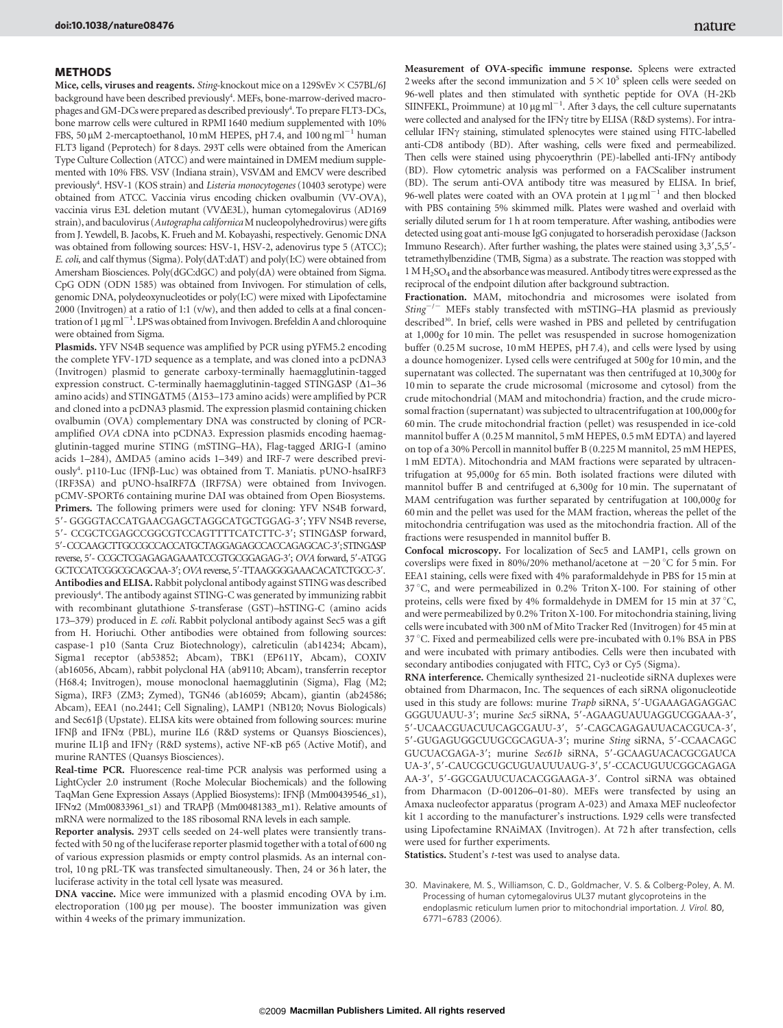## METHODS

**Mice, cells, viruses and reagents.** *Sting*-knockout mice on a 129SvEv × C57BL/6J background have been described previously[4]. MEFs, bone-marrow-derived macrophages and GM-DCs were prepared as described previously[4]. To prepare FLT3-DCs, bone marrow cells were cultured in RPMI 1640 medium supplemented with 10% FBS, 50 μM 2-mercaptoethanol, 10 mM HEPES, pH 7.4, and 100 ng ml$^{-1}$ human FLT3 ligand (Peprotech) for 8 days. 293T cells were obtained from the American Type Culture Collection (ATCC) and were maintained in DMEM medium supplemented with 10% FBS. VSV (Indiana strain), VSVΔM and EMCV were described previously[4]. HSV-1 (KOS strain) and *Listeria monocytogenes* (10403 serotype) were obtained from ATCC. Vaccinia virus encoding chicken ovalbumin (VV-OVA), vaccinia virus E3L deletion mutant (VVΔE3L), human cytomegalovirus (AD169 strain), and baculovirus (*Autographa californica* M nucleopolyhedrovirus) were gifts from J. Yewdell, B. Jacobs, K. Frueh and M. Kobayashi, respectively. Genomic DNA was obtained from following sources: HSV-1, HSV-2, adenovirus type 5 (ATCC); *E. coli*, and calf thymus (Sigma). Poly(dAT:dAT) and poly(I:C) were obtained from Amersham Biosciences. Poly(dGC:dGC) and poly(dA) were obtained from Sigma. CpG ODN (ODN 1585) was obtained from Invivogen. For stimulation of cells, genomic DNA, polydeoxynucleotides or poly(I:C) were mixed with Lipofectamine 2000 (Invitrogen) at a ratio of 1:1 (v/w), and then added to cells at a final concentration of 1 μg ml$^{-1}$. LPS was obtained from Invivogen. Brefeldin A and chloroquine were obtained from Sigma.

**Plasmids.** YFV NS4B sequence was amplified by PCR using pYFM5.2 encoding the complete YFV-17D sequence as a template, and was cloned into a pcDNA3 (Invitrogen) plasmid to generate carboxy-terminally haemagglutinin-tagged expression construct. C-terminally haemagglutinin-tagged STINGΔSP (Δ1–36 amino acids) and STINGΔTM5 (Δ153–173 amino acids) were amplified by PCR and cloned into a pcDNA3 plasmid. The expression plasmid containing chicken ovalbumin (OVA) complementary DNA was constructed by cloning of PCR-amplified *OVA* cDNA into pCDNA3. Expression plasmids encoding haemagglutinin-tagged murine STING (mSTING–HA), Flag-tagged ΔRIG-I (amino acids 1–284), ΔMDA5 (amino acids 1–349) and IRF-7 were described previously[4]. p110-Luc (IFNβ-Luc) was obtained from T. Maniatis. pUNO-hsaIRF3 (IRF3SA) and pUNO-hsaIRF7Δ (IRF7SA) were obtained from Invivogen. pCMV-SPORT6 containing murine DAI was obtained from Open Biosystems.

**Primers.** The following primers were used for cloning: YFV NS4B forward, 5′- GGGGTACCATGAACGAGCTAGGCATGCTGGAG-3′; YFV NS4B reverse, 5′- CCGCTCGAGCCGGCGTCCAGTTTTCATCTTC-3′; STINGΔSP forward, 5′-CCCAAGCTTGCCGCCACCATGCTAGGAGAGCCACCAGAGCAC-3′; STINGΔSP reverse, 5′- CCGCTCGAGAGAGAAATCCGTGCGGAGAG-3′; *OVA* forward, 5′-ATGGGCTCCATCGGCGCAGCAA-3′; *OVA* reverse, 5′-TTAAGGGGAAACACATCTGCC-3′.

**Antibodies and ELISA.** Rabbit polyclonal antibody against STING was described previously[4]. The antibody against STING-C was generated by immunizing rabbit with recombinant glutathione *S*-transferase (GST)–hSTING-C (amino acids 173–379) produced in *E. coli*. Rabbit polyclonal antibody against Sec5 was a gift from H. Horiuchi. Other antibodies were obtained from following sources: caspase-1 p10 (Santa Cruz Biotechnology), calreticulin (ab14234; Abcam), Sigma1 receptor (ab53852; Abcam), TBK1 (EP611Y, Abcam), COXIV (ab16056, Abcam), rabbit polyclonal HA (ab9110; Abcam), transferrin receptor (H68.4; Invitrogen), mouse monoclonal haemagglutinin (Sigma), Flag (M2; Sigma), IRF3 (ZM3; Zymed), TGN46 (ab16059; Abcam), giantin (ab24586; Abcam), EEA1 (no.2441; Cell Signaling), LAMP1 (NB120; Novus Biologicals) and Sec61β (Upstate). ELISA kits were obtained from following sources: murine IFNβ and IFNα (PBL), murine IL6 (R&D systems or Quansys Biosciences), murine IL1β and IFNγ (R&D systems), active NF-κB p65 (Active Motif), and murine RANTES (Quansys Biosciences).

**Real-time PCR.** Fluorescence real-time PCR analysis was performed using a LightCycler 2.0 instrument (Roche Molecular Biochemicals) and the following TaqMan Gene Expression Assays (Applied Biosystems): IFNβ (Mm00439546_s1), IFNα2 (Mm00833961_s1) and TRAPβ (Mm00481383_m1). Relative amounts of mRNA were normalized to the 18S ribosomal RNA levels in each sample.

**Reporter analysis.** 293T cells seeded on 24-well plates were transiently transfected with 50 ng of the luciferase reporter plasmid together with a total of 600 ng of various expression plasmids or empty control plasmids. As an internal control, 10 ng pRL-TK was transfected simultaneously. Then, 24 or 36 h later, the luciferase activity in the total cell lysate was measured.

**DNA vaccine.** Mice were immunized with a plasmid encoding OVA by i.m. electroporation (100 μg per mouse). The booster immunization was given within 4 weeks of the primary immunization.

**Measurement of OVA-specific immune response.** Spleens were extracted 2 weeks after the second immunization and $5 \times 10^5$ spleen cells were seeded on 96-well plates and then stimulated with synthetic peptide for OVA (H-2Kb SIINFEKL, Proimmune) at 10 μg ml$^{-1}$. After 3 days, the cell culture supernatants were collected and analysed for the IFNγ titre by ELISA (R&D systems). For intracellular IFNγ staining, stimulated splenocytes were stained using FITC-labelled anti-CD8 antibody (BD). After washing, cells were fixed and permeabilized. Then cells were stained using phycoerythrin (PE)-labelled anti-IFNγ antibody (BD). Flow cytometric analysis was performed on a FACScaliber instrument (BD). The serum anti-OVA antibody titre was measured by ELISA. In brief, 96-well plates were coated with an OVA protein at 1 μg ml$^{-1}$ and then blocked with PBS containing 5% skimmed milk. Plates were washed and overlaid with serially diluted serum for 1 h at room temperature. After washing, antibodies were detected using goat anti-mouse IgG conjugated to horseradish peroxidase (Jackson Immuno Research). After further washing, the plates were stained using 3,3′,5,5′-tetramethylbenzidine (TMB, Sigma) as a substrate. The reaction was stopped with 1 M $H_2SO_4$ and the absorbance was measured. Antibody titres were expressed as the reciprocal of the endpoint dilution after background subtraction.

**Fractionation.** MAM, mitochondria and microsomes were isolated from *Sting*$^{-/-}$ MEFs stably transfected with mSTING–HA plasmid as previously described[30]. In brief, cells were washed in PBS and pelleted by centrifugation at 1,000*g* for 10 min. The pellet was resuspended in sucrose homogenization buffer (0.25 M sucrose, 10 mM HEPES, pH 7.4), and cells were lysed by using a dounce homogenizer. Lysed cells were centrifuged at 500*g* for 10 min, and the supernatant was collected. The supernatant was then centrifuged at 10,300*g* for 10 min to separate the crude microsomal (microsome and cytosol) from the crude mitochondrial (MAM and mitochondria) fraction, and the crude microsomal fraction (supernatant) was subjected to ultracentrifugation at 100,000*g* for 60 min. The crude mitochondrial fraction (pellet) was resuspended in ice-cold mannitol buffer A (0.25 M mannitol, 5 mM HEPES, 0.5 mM EDTA) and layered on top of a 30% Percoll in mannitol buffer B (0.225 M mannitol, 25 mM HEPES, 1 mM EDTA). Mitochondria and MAM fractions were separated by ultracentrifugation at 95,000*g* for 65 min. Both isolated fractions were diluted with mannitol buffer B and centrifuged at 6,300*g* for 10 min. The supernatant of MAM centrifugation was further separated by centrifugation at 100,000*g* for 60 min and the pellet was used for the MAM fraction, whereas the pellet of the mitochondria centrifugation was used as the mitochondria fraction. All of the fractions were resuspended in mannitol buffer B.

**Confocal microscopy.** For localization of Sec5 and LAMP1, cells grown on coverslips were fixed in 80%/20% methanol/acetone at −20 °C for 5 min. For EEA1 staining, cells were fixed with 4% paraformaldehyde in PBS for 15 min at 37 °C, and were permeabilized in 0.2% Triton X-100. For staining of other proteins, cells were fixed by 4% formaldehyde in DMEM for 15 min at 37 °C, and were permeabilized by 0.2% Triton X-100. For mitochondria staining, living cells were incubated with 300 nM of Mito Tracker Red (Invitrogen) for 45 min at 37 °C. Fixed and permeabilized cells were pre-incubated with 0.1% BSA in PBS and were incubated with primary antibodies. Cells were then incubated with secondary antibodies conjugated with FITC, Cy3 or Cy5 (Sigma).

**RNA interference.** Chemically synthesized 21-nucleotide siRNA duplexes were obtained from Dharmacon, Inc. The sequences of each siRNA oligonucleotide used in this study are follows: murine *Trapb* siRNA, 5′-UGAAAGAGAGGACGGGUUAUU-3′; murine *Sec5* siRNA, 5′-AGAAGUAUUAGGUCGGAAA-3′, 5′-UCAACGUACUUCAGCGAUU-3′, 5′-CAGCAGAGAUUACACGUCA-3′, 5′-GUGAGUGGCUUGCGCAGUA-3′; murine *Sting* siRNA, 5′-CCAACAGCGUCUACGAGA-3′; murine *Sec61b* siRNA, 5′-GCAAGUACACGCGAUCAUA-3′, 5′-CAUCGCUGCUGUAUUUAUG-3′, 5′-CCACUGUUCGGCAGAGAAA-3′, 5′-GGCGAUUCUACACGGAAGA-3′. Control siRNA was obtained from Dharmacon (D-001206–01-80). MEFs were transfected by using an Amaxa nucleofector apparatus (program A-023) and Amaxa MEF nucleofector kit 1 according to the manufacturer's instructions. L929 cells were transfected using Lipofectamine RNAiMAX (Invitrogen). At 72 h after transfection, cells were used for further experiments.

**Statistics.** Student's *t*-test was used to analyse data.

30. Mavinakere, M. S., Williamson, C. D., Goldmacher, V. S. & Colberg-Poley, A. M. Processing of human cytomegalovirus UL37 mutant glycoproteins in the endoplasmic reticulum lumen prior to mitochondrial importation. *J. Virol.* **80**, 6771–6783 (2006).